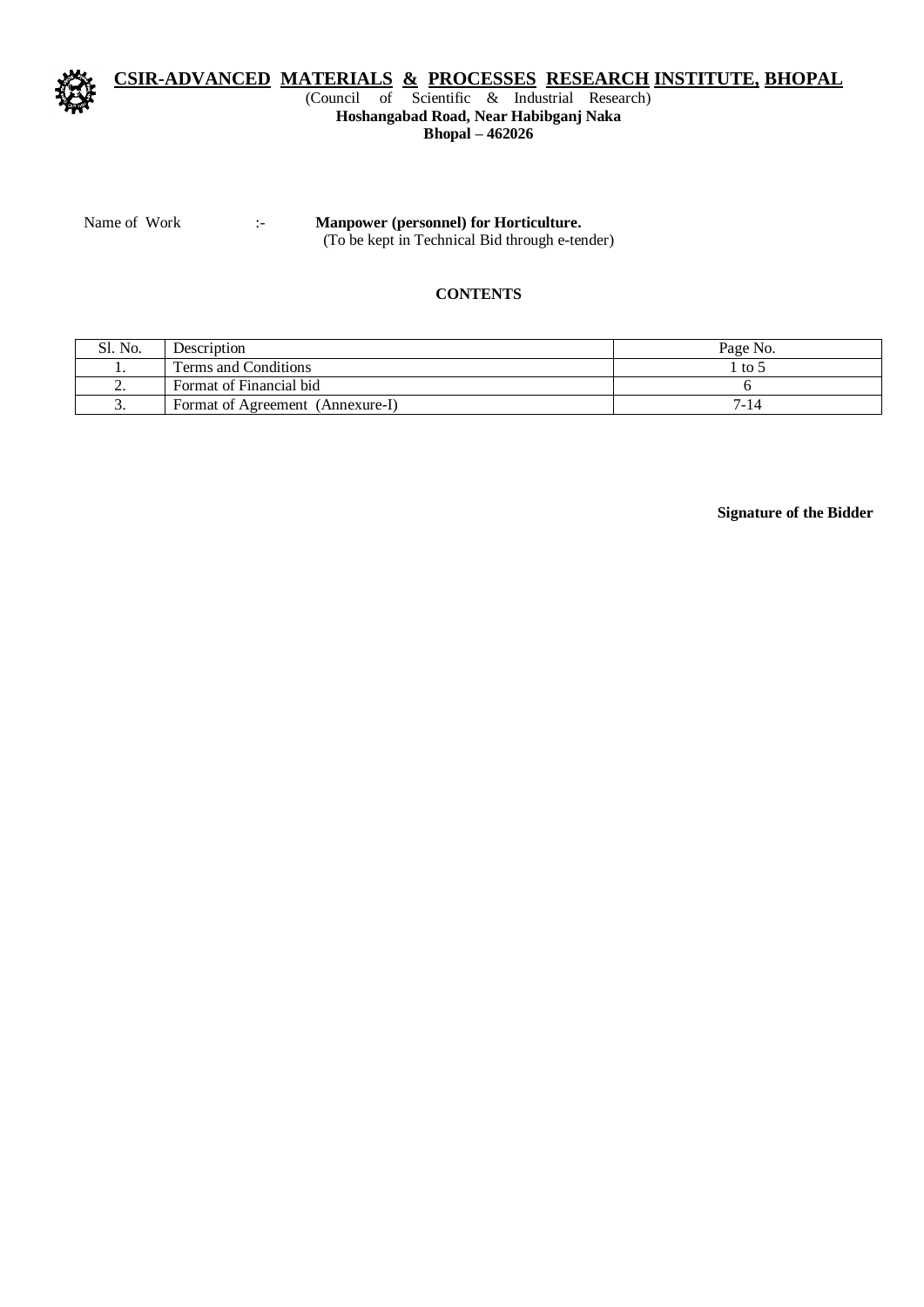# CSIR-ADVANCED MATERIALS & PROCESSES RESEARCH INSTITUTE, BHOPAL

(Council of Scientific & Industrial Research)

**Hoshangabad Road, Near Habibganj Naka**

**Bhopal – 462026**

Name of Work :- **Manpower (personnel) for Horticulture.**

(To be kept in Technical Bid through e-tender)

**CONTENTS**

| Sl. No. | Description | Page No. |
|---|---|---|
| 1. | Terms and Conditions | 1 to 5 |
| 2. | Format of Financial bid | 6 |
| 3. | Format of Agreement (Annexure-I) | 7-14 |

**Signature of the Bidder**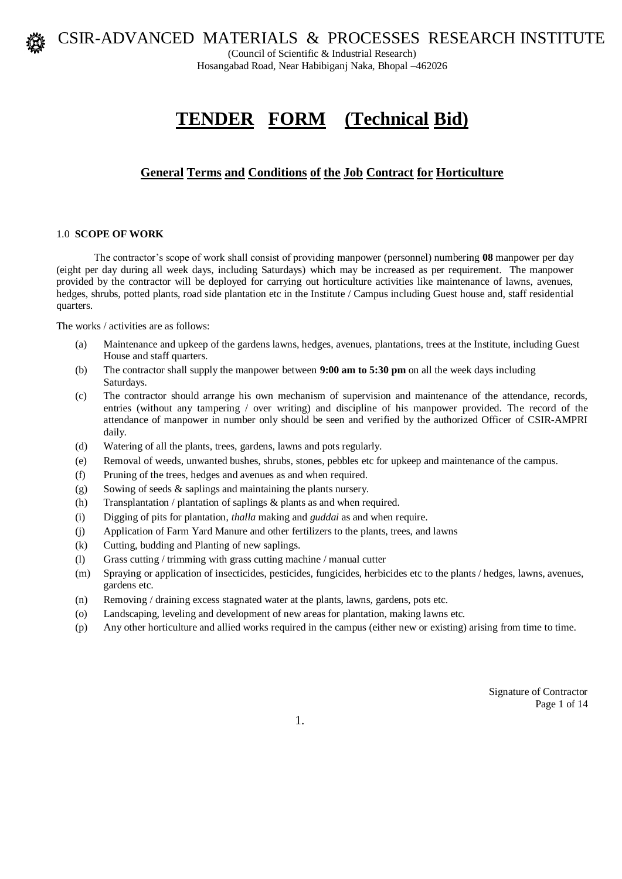CSIR-ADVANCED MATERIALS & PROCESSES RESEARCH INSTITUTE
(Council of Scientific & Industrial Research)
Hosangabad Road, Near Habibiganj Naka, Bhopal –462026

# TENDER FORM (Technical Bid)

## General Terms and Conditions of the Job Contract for Horticulture

1.0 **SCOPE OF WORK**

The contractor's scope of work shall consist of providing manpower (personnel) numbering **08** manpower per day (eight per day during all week days, including Saturdays) which may be increased as per requirement. The manpower provided by the contractor will be deployed for carrying out horticulture activities like maintenance of lawns, avenues, hedges, shrubs, potted plants, road side plantation etc in the Institute / Campus including Guest house and, staff residential quarters.

The works / activities are as follows:

(a) Maintenance and upkeep of the gardens lawns, hedges, avenues, plantations, trees at the Institute, including Guest House and staff quarters.

(b) The contractor shall supply the manpower between **9:00 am to 5:30 pm** on all the week days including Saturdays.

(c) The contractor should arrange his own mechanism of supervision and maintenance of the attendance, records, entries (without any tampering / over writing) and discipline of his manpower provided. The record of the attendance of manpower in number only should be seen and verified by the authorized Officer of CSIR-AMPRI daily.

(d) Watering of all the plants, trees, gardens, lawns and pots regularly.

(e) Removal of weeds, unwanted bushes, shrubs, stones, pebbles etc for upkeep and maintenance of the campus.

(f) Pruning of the trees, hedges and avenues as and when required.

(g) Sowing of seeds & saplings and maintaining the plants nursery.

(h) Transplantation / plantation of saplings & plants as and when required.

(i) Digging of pits for plantation, *thalla* making and *guddai* as and when require.

(j) Application of Farm Yard Manure and other fertilizers to the plants, trees, and lawns

(k) Cutting, budding and Planting of new saplings.

(l) Grass cutting / trimming with grass cutting machine / manual cutter

(m) Spraying or application of insecticides, pesticides, fungicides, herbicides etc to the plants / hedges, lawns, avenues, gardens etc.

(n) Removing / draining excess stagnated water at the plants, lawns, gardens, pots etc.

(o) Landscaping, leveling and development of new areas for plantation, making lawns etc.

(p) Any other horticulture and allied works required in the campus (either new or existing) arising from time to time.

Signature of Contractor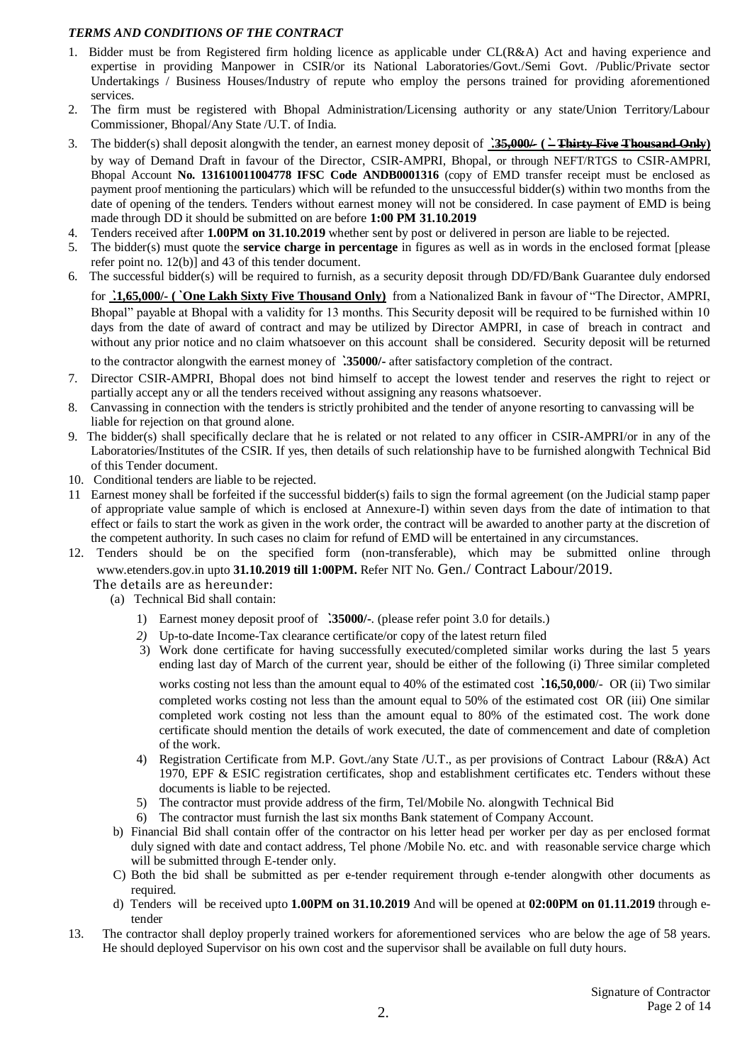***TERMS AND CONDITIONS OF THE CONTRACT***

1. Bidder must be from Registered firm holding licence as applicable under CL(R&A) Act and having experience and expertise in providing Manpower in CSIR/or its National Laboratories/Govt./Semi Govt. /Public/Private sector Undertakings / Business Houses/Industry of repute who employ the persons trained for providing aforementioned services.
2. The firm must be registered with Bhopal Administration/Licensing authority or any state/Union Territory/Labour Commissioner, Bhopal/Any State /U.T. of India.
3. The bidder(s) shall deposit alongwith the tender, an earnest money deposit of **`35,000/- (` Thirty Five Thousand Only)** by way of Demand Draft in favour of the Director, CSIR-AMPRI, Bhopal, or through NEFT/RTGS to CSIR-AMPRI, Bhopal Account **No. 131610011004778 IFSC Code ANDB0001316** (copy of EMD transfer receipt must be enclosed as payment proof mentioning the particulars) which will be refunded to the unsuccessful bidder(s) within two months from the date of opening of the tenders. Tenders without earnest money will not be considered. In case payment of EMD is being made through DD it should be submitted on are before **1:00 PM 31.10.2019**
4. Tenders received after **1.00PM on 31.10.2019** whether sent by post or delivered in person are liable to be rejected.
5. The bidder(s) must quote the **service charge in percentage** in figures as well as in words in the enclosed format [please refer point no. 12(b)] and 43 of this tender document.
6. The successful bidder(s) will be required to furnish, as a security deposit through DD/FD/Bank Guarantee duly endorsed for **`1,65,000/- (`One Lakh Sixty Five Thousand Only)** from a Nationalized Bank in favour of "The Director, AMPRI, Bhopal" payable at Bhopal with a validity for 13 months. This Security deposit will be required to be furnished within 10 days from the date of award of contract and may be utilized by Director AMPRI, in case of breach in contract and without any prior notice and no claim whatsoever on this account shall be considered. Security deposit will be returned to the contractor alongwith the earnest money of **`35000/-** after satisfactory completion of the contract.
7. Director CSIR-AMPRI, Bhopal does not bind himself to accept the lowest tender and reserves the right to reject or partially accept any or all the tenders received without assigning any reasons whatsoever.
8. Canvassing in connection with the tenders is strictly prohibited and the tender of anyone resorting to canvassing will be liable for rejection on that ground alone.
9. The bidder(s) shall specifically declare that he is related or not related to any officer in CSIR-AMPRI/or in any of the Laboratories/Institutes of the CSIR. If yes, then details of such relationship have to be furnished alongwith Technical Bid of this Tender document.
10. Conditional tenders are liable to be rejected.
11. Earnest money shall be forfeited if the successful bidder(s) fails to sign the formal agreement (on the Judicial stamp paper of appropriate value sample of which is enclosed at Annexure-I) within seven days from the date of intimation to that effect or fails to start the work as given in the work order, the contract will be awarded to another party at the discretion of the competent authority. In such cases no claim for refund of EMD will be entertained in any circumstances.
12. Tenders should be on the specified form (non-transferable), which may be submitted online through www.etenders.gov.in upto **31.10.2019 till 1:00PM.** Refer NIT No. Gen./ Contract Labour/2019.

    The details are as hereunder:

    (a) Technical Bid shall contain:

    1) Earnest money deposit proof of **`35000/-**. (please refer point 3.0 for details.)
    2) Up-to-date Income-Tax clearance certificate/or copy of the latest return filed
    3) Work done certificate for having successfully executed/completed similar works during the last 5 years ending last day of March of the current year, should be either of the following (i) Three similar completed works costing not less than the amount equal to 40% of the estimated cost **`16,50,000**/- OR (ii) Two similar completed works costing not less than the amount equal to 50% of the estimated cost OR (iii) One similar completed work costing not less than the amount equal to 80% of the estimated cost. The work done certificate should mention the details of work executed, the date of commencement and date of completion of the work.
    4) Registration Certificate from M.P. Govt./any State /U.T., as per provisions of Contract Labour (R&A) Act 1970, EPF & ESIC registration certificates, shop and establishment certificates etc. Tenders without these documents is liable to be rejected.
    5) The contractor must provide address of the firm, Tel/Mobile No. alongwith Technical Bid
    6) The contractor must furnish the last six months Bank statement of Company Account.

    b) Financial Bid shall contain offer of the contractor on his letter head per worker per day as per enclosed format duly signed with date and contact address, Tel phone /Mobile No. etc. and with reasonable service charge which will be submitted through E-tender only.

    C) Both the bid shall be submitted as per e-tender requirement through e-tender alongwith other documents as required.

    d) Tenders will be received upto **1.00PM on 31.10.2019** And will be opened at **02:00PM on 01.11.2019** through e-tender

13. The contractor shall deploy properly trained workers for aforementioned services who are below the age of 58 years. He should deployed Supervisor on his own cost and the supervisor shall be available on full duty hours.

Signature of Contractor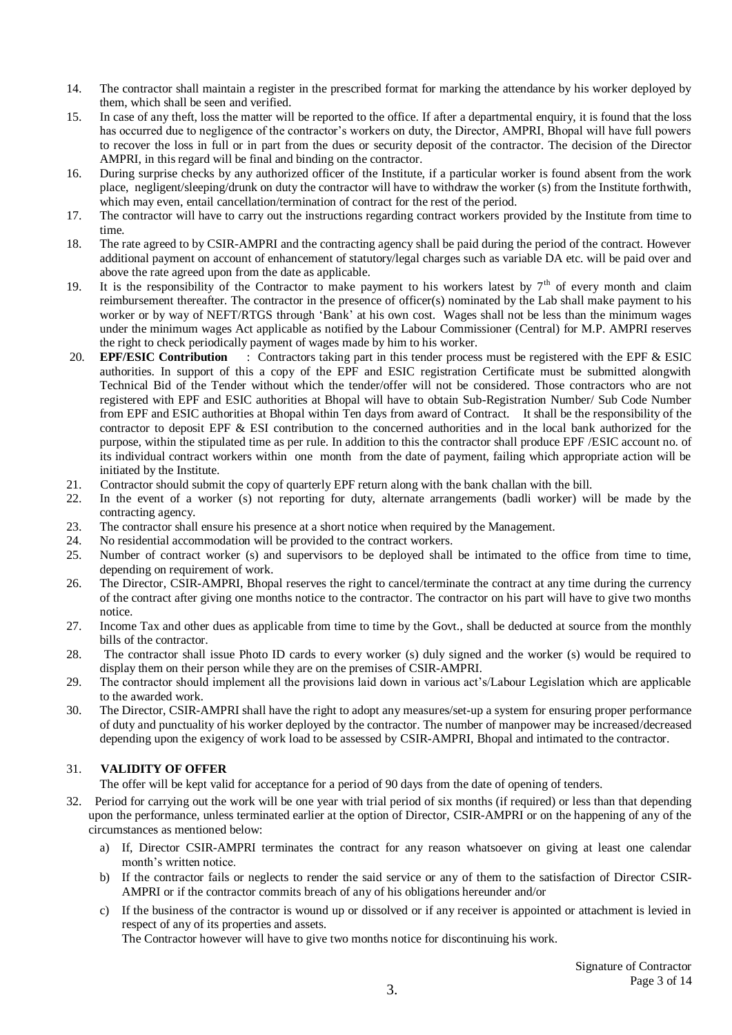14. The contractor shall maintain a register in the prescribed format for marking the attendance by his worker deployed by them, which shall be seen and verified.
15. In case of any theft, loss the matter will be reported to the office. If after a departmental enquiry, it is found that the loss has occurred due to negligence of the contractor's workers on duty, the Director, AMPRI, Bhopal will have full powers to recover the loss in full or in part from the dues or security deposit of the contractor. The decision of the Director AMPRI, in this regard will be final and binding on the contractor.
16. During surprise checks by any authorized officer of the Institute, if a particular worker is found absent from the work place, negligent/sleeping/drunk on duty the contractor will have to withdraw the worker (s) from the Institute forthwith, which may even, entail cancellation/termination of contract for the rest of the period.
17. The contractor will have to carry out the instructions regarding contract workers provided by the Institute from time to time.
18. The rate agreed to by CSIR-AMPRI and the contracting agency shall be paid during the period of the contract. However additional payment on account of enhancement of statutory/legal charges such as variable DA etc. will be paid over and above the rate agreed upon from the date as applicable.
19. It is the responsibility of the Contractor to make payment to his workers latest by 7th of every month and claim reimbursement thereafter. The contractor in the presence of officer(s) nominated by the Lab shall make payment to his worker or by way of NEFT/RTGS through 'Bank' at his own cost. Wages shall not be less than the minimum wages under the minimum wages Act applicable as notified by the Labour Commissioner (Central) for M.P. AMPRI reserves the right to check periodically payment of wages made by him to his worker.
20. **EPF/ESIC Contribution** : Contractors taking part in this tender process must be registered with the EPF & ESIC authorities. In support of this a copy of the EPF and ESIC registration Certificate must be submitted alongwith Technical Bid of the Tender without which the tender/offer will not be considered. Those contractors who are not registered with EPF and ESIC authorities at Bhopal will have to obtain Sub-Registration Number/ Sub Code Number from EPF and ESIC authorities at Bhopal within Ten days from award of Contract. It shall be the responsibility of the contractor to deposit EPF & ESI contribution to the concerned authorities and in the local bank authorized for the purpose, within the stipulated time as per rule. In addition to this the contractor shall produce EPF /ESIC account no. of its individual contract workers within one month from the date of payment, failing which appropriate action will be initiated by the Institute.
21. Contractor should submit the copy of quarterly EPF return along with the bank challan with the bill.
22. In the event of a worker (s) not reporting for duty, alternate arrangements (badli worker) will be made by the contracting agency.
23. The contractor shall ensure his presence at a short notice when required by the Management.
24. No residential accommodation will be provided to the contract workers.
25. Number of contract worker (s) and supervisors to be deployed shall be intimated to the office from time to time, depending on requirement of work.
26. The Director, CSIR-AMPRI, Bhopal reserves the right to cancel/terminate the contract at any time during the currency of the contract after giving one months notice to the contractor. The contractor on his part will have to give two months notice.
27. Income Tax and other dues as applicable from time to time by the Govt., shall be deducted at source from the monthly bills of the contractor.
28. The contractor shall issue Photo ID cards to every worker (s) duly signed and the worker (s) would be required to display them on their person while they are on the premises of CSIR-AMPRI.
29. The contractor should implement all the provisions laid down in various act's/Labour Legislation which are applicable to the awarded work.
30. The Director, CSIR-AMPRI shall have the right to adopt any measures/set-up a system for ensuring proper performance of duty and punctuality of his worker deployed by the contractor. The number of manpower may be increased/decreased depending upon the exigency of work load to be assessed by CSIR-AMPRI, Bhopal and intimated to the contractor.

31. **VALIDITY OF OFFER**

    The offer will be kept valid for acceptance for a period of 90 days from the date of opening of tenders.

32. Period for carrying out the work will be one year with trial period of six months (if required) or less than that depending upon the performance, unless terminated earlier at the option of Director, CSIR-AMPRI or on the happening of any of the circumstances as mentioned below:

    a) If, Director CSIR-AMPRI terminates the contract for any reason whatsoever on giving at least one calendar month's written notice.

    b) If the contractor fails or neglects to render the said service or any of them to the satisfaction of Director CSIR-AMPRI or if the contractor commits breach of any of his obligations hereunder and/or

    c) If the business of the contractor is wound up or dissolved or if any receiver is appointed or attachment is levied in respect of any of its properties and assets.

    The Contractor however will have to give two months notice for discontinuing his work.

Signature of Contractor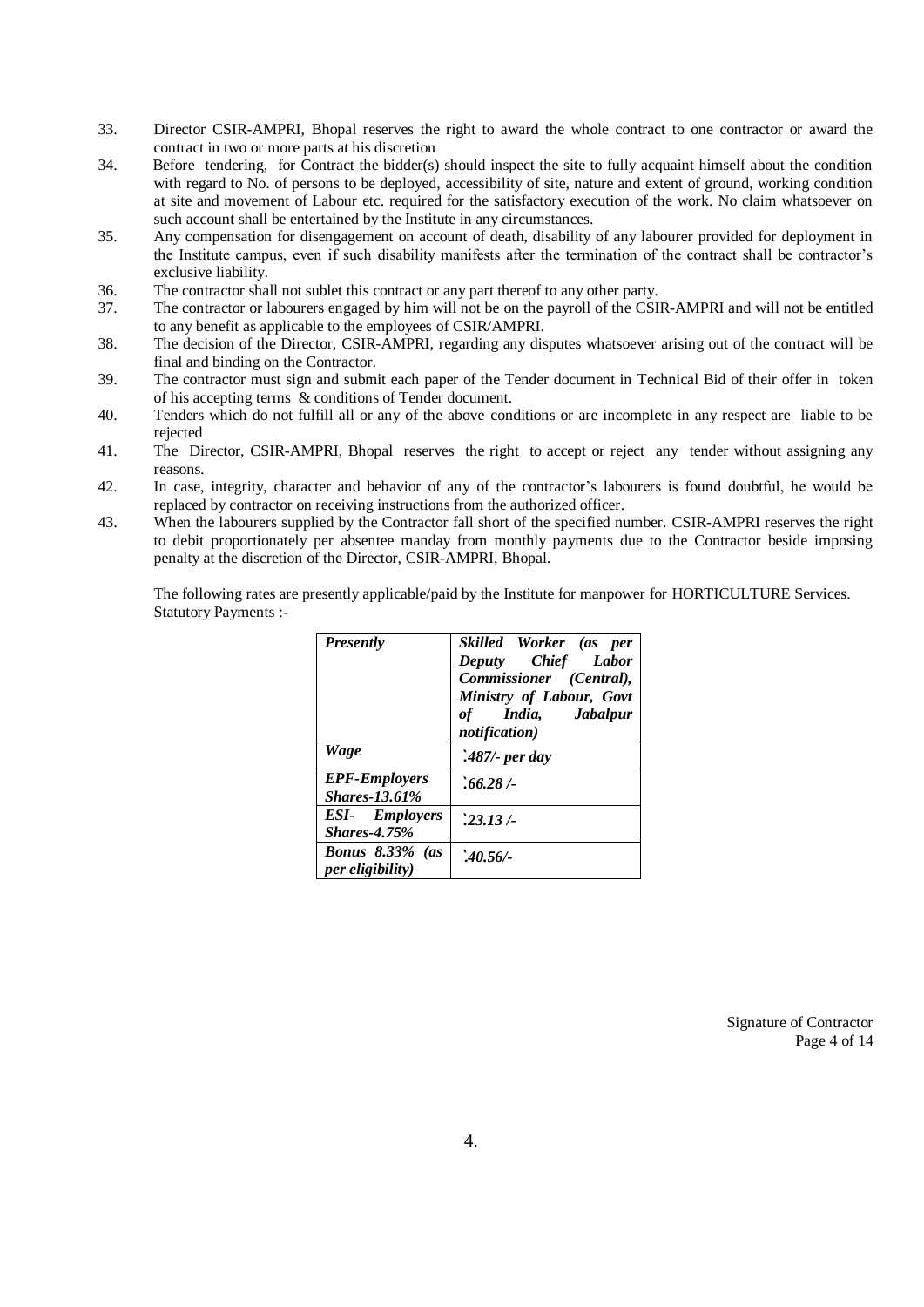33. Director CSIR-AMPRI, Bhopal reserves the right to award the whole contract to one contractor or award the contract in two or more parts at his discretion
34. Before tendering, for Contract the bidder(s) should inspect the site to fully acquaint himself about the condition with regard to No. of persons to be deployed, accessibility of site, nature and extent of ground, working condition at site and movement of Labour etc. required for the satisfactory execution of the work. No claim whatsoever on such account shall be entertained by the Institute in any circumstances.
35. Any compensation for disengagement on account of death, disability of any labourer provided for deployment in the Institute campus, even if such disability manifests after the termination of the contract shall be contractor's exclusive liability.
36. The contractor shall not sublet this contract or any part thereof to any other party.
37. The contractor or labourers engaged by him will not be on the payroll of the CSIR-AMPRI and will not be entitled to any benefit as applicable to the employees of CSIR/AMPRI.
38. The decision of the Director, CSIR-AMPRI, regarding any disputes whatsoever arising out of the contract will be final and binding on the Contractor.
39. The contractor must sign and submit each paper of the Tender document in Technical Bid of their offer in token of his accepting terms & conditions of Tender document.
40. Tenders which do not fulfill all or any of the above conditions or are incomplete in any respect are liable to be rejected
41. The Director, CSIR-AMPRI, Bhopal reserves the right to accept or reject any tender without assigning any reasons.
42. In case, integrity, character and behavior of any of the contractor's labourers is found doubtful, he would be replaced by contractor on receiving instructions from the authorized officer.
43. When the labourers supplied by the Contractor fall short of the specified number. CSIR-AMPRI reserves the right to debit proportionately per absentee manday from monthly payments due to the Contractor beside imposing penalty at the discretion of the Director, CSIR-AMPRI, Bhopal.

The following rates are presently applicable/paid by the Institute for manpower for HORTICULTURE Services. Statutory Payments :-

| ***Presently*** | ***Skilled Worker (as per Deputy Chief Labor Commissioner (Central), Ministry of Labour, Govt of India, Jabalpur notification)*** |
|---|---|
| ***Wage*** | ***`487/- per day*** |
| ***EPF-Employers Shares-13.61%*** | ***`66.28 /-*** |
| ***ESI- Employers Shares-4.75%*** | ***`23.13 /-*** |
| ***Bonus 8.33% (as per eligibility)*** | ***`40.56/-*** |

Signature of Contractor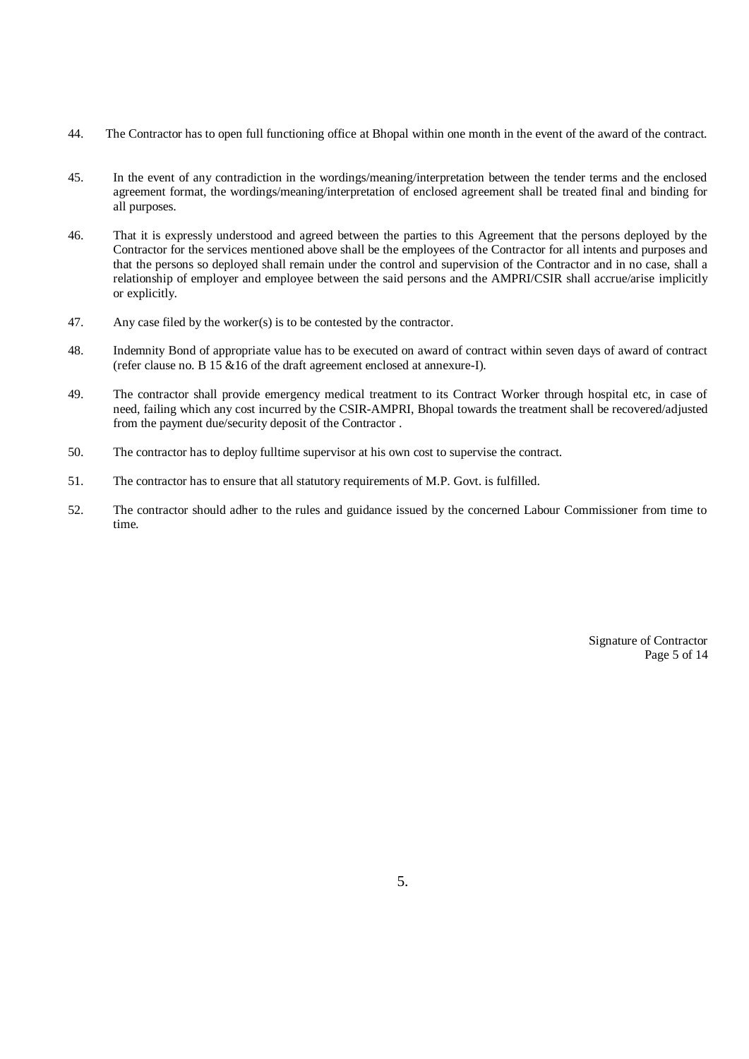44. The Contractor has to open full functioning office at Bhopal within one month in the event of the award of the contract.

45. In the event of any contradiction in the wordings/meaning/interpretation between the tender terms and the enclosed agreement format, the wordings/meaning/interpretation of enclosed agreement shall be treated final and binding for all purposes.

46. That it is expressly understood and agreed between the parties to this Agreement that the persons deployed by the Contractor for the services mentioned above shall be the employees of the Contractor for all intents and purposes and that the persons so deployed shall remain under the control and supervision of the Contractor and in no case, shall a relationship of employer and employee between the said persons and the AMPRI/CSIR shall accrue/arise implicitly or explicitly.

47. Any case filed by the worker(s) is to be contested by the contractor.

48. Indemnity Bond of appropriate value has to be executed on award of contract within seven days of award of contract (refer clause no. B 15 &16 of the draft agreement enclosed at annexure-I).

49. The contractor shall provide emergency medical treatment to its Contract Worker through hospital etc, in case of need, failing which any cost incurred by the CSIR-AMPRI, Bhopal towards the treatment shall be recovered/adjusted from the payment due/security deposit of the Contractor .

50. The contractor has to deploy fulltime supervisor at his own cost to supervise the contract.

51. The contractor has to ensure that all statutory requirements of M.P. Govt. is fulfilled.

52. The contractor should adher to the rules and guidance issued by the concerned Labour Commissioner from time to time.

Signature of Contractor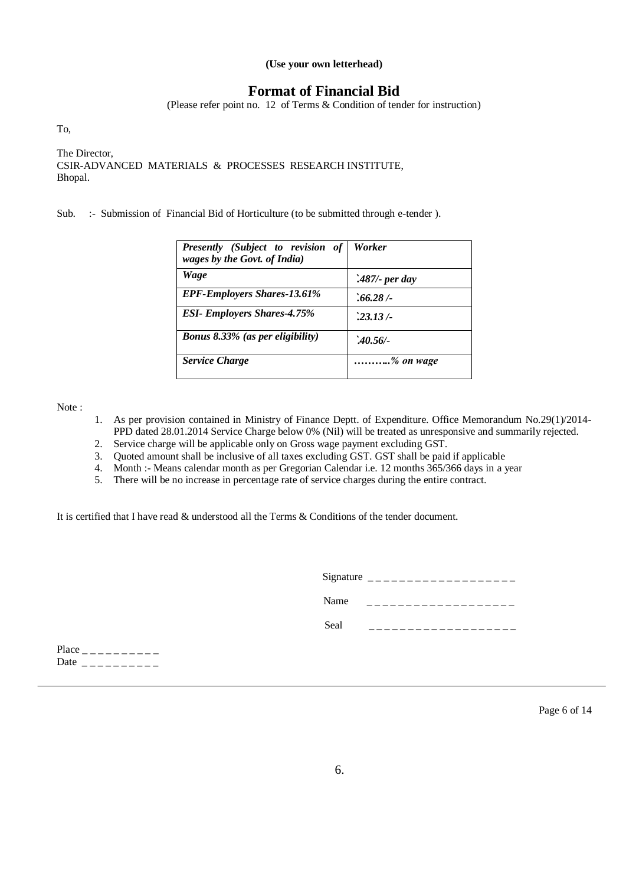**(Use your own letterhead)**

## Format of Financial Bid

(Please refer point no. 12 of Terms & Condition of tender for instruction)

To,

The Director,
CSIR-ADVANCED MATERIALS & PROCESSES RESEARCH INSTITUTE,
Bhopal.

Sub. :- Submission of Financial Bid of Horticulture (to be submitted through e-tender ).

| ***Presently (Subject to revision of wages by the Govt. of India)*** | ***Worker*** |
|---|---|
| ***Wage*** | ***`487/- per day*** |
| ***EPF-Employers Shares-13.61%*** | ***`66.28 /-*** |
| ***ESI- Employers Shares-4.75%*** | ***`23.13 /-*** |
| ***Bonus 8.33% (as per eligibility)*** | ***`40.56/-*** |
| ***Service Charge*** | ***………..% on wage*** |

Note :

1. As per provision contained in Ministry of Finance Deptt. of Expenditure. Office Memorandum No.29(1)/2014-PPD dated 28.01.2014 Service Charge below 0% (Nil) will be treated as unresponsive and summarily rejected.
2. Service charge will be applicable only on Gross wage payment excluding GST.
3. Quoted amount shall be inclusive of all taxes excluding GST. GST shall be paid if applicable
4. Month :- Means calendar month as per Gregorian Calendar i.e. 12 months 365/366 days in a year
5. There will be no increase in percentage rate of service charges during the entire contract.

It is certified that I have read & understood all the Terms & Conditions of the tender document.

Signature _ _ _ _ _ _ _ _ _ _ _ _ _ _ _ _ _ _ _

Name _ _ _ _ _ _ _ _ _ _ _ _ _ _ _ _ _ _ _

Seal _ _ _ _ _ _ _ _ _ _ _ _ _ _ _ _ _ _ _

Place _ _ _ _ _ _ _ _ _ _

Date _ _ _ _ _ _ _ _ _ _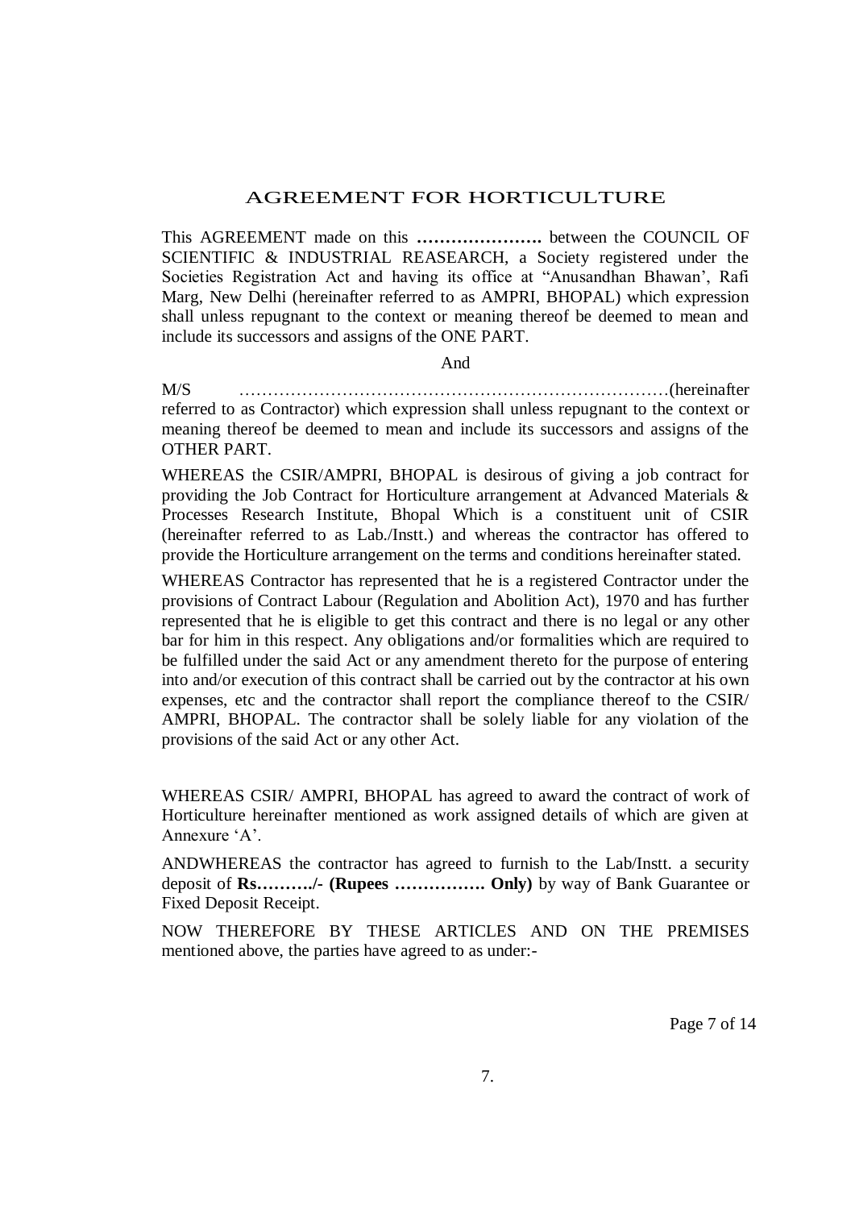# AGREEMENT FOR HORTICULTURE

This AGREEMENT made on this **………………….** between the COUNCIL OF SCIENTIFIC & INDUSTRIAL REASEARCH, a Society registered under the Societies Registration Act and having its office at "Anusandhan Bhawan', Rafi Marg, New Delhi (hereinafter referred to as AMPRI, BHOPAL) which expression shall unless repugnant to the context or meaning thereof be deemed to mean and include its successors and assigns of the ONE PART.

And

M/S ………………………………………………………………(hereinafter referred to as Contractor) which expression shall unless repugnant to the context or meaning thereof be deemed to mean and include its successors and assigns of the OTHER PART.

WHEREAS the CSIR/AMPRI, BHOPAL is desirous of giving a job contract for providing the Job Contract for Horticulture arrangement at Advanced Materials & Processes Research Institute, Bhopal Which is a constituent unit of CSIR (hereinafter referred to as Lab./Instt.) and whereas the contractor has offered to provide the Horticulture arrangement on the terms and conditions hereinafter stated.

WHEREAS Contractor has represented that he is a registered Contractor under the provisions of Contract Labour (Regulation and Abolition Act), 1970 and has further represented that he is eligible to get this contract and there is no legal or any other bar for him in this respect. Any obligations and/or formalities which are required to be fulfilled under the said Act or any amendment thereto for the purpose of entering into and/or execution of this contract shall be carried out by the contractor at his own expenses, etc and the contractor shall report the compliance thereof to the CSIR/ AMPRI, BHOPAL. The contractor shall be solely liable for any violation of the provisions of the said Act or any other Act.

WHEREAS CSIR/ AMPRI, BHOPAL has agreed to award the contract of work of Horticulture hereinafter mentioned as work assigned details of which are given at Annexure 'A'.

ANDWHEREAS the contractor has agreed to furnish to the Lab/Instt. a security deposit of **Rs………./- (Rupees ……………. Only)** by way of Bank Guarantee or Fixed Deposit Receipt.

NOW THEREFORE BY THESE ARTICLES AND ON THE PREMISES mentioned above, the parties have agreed to as under:-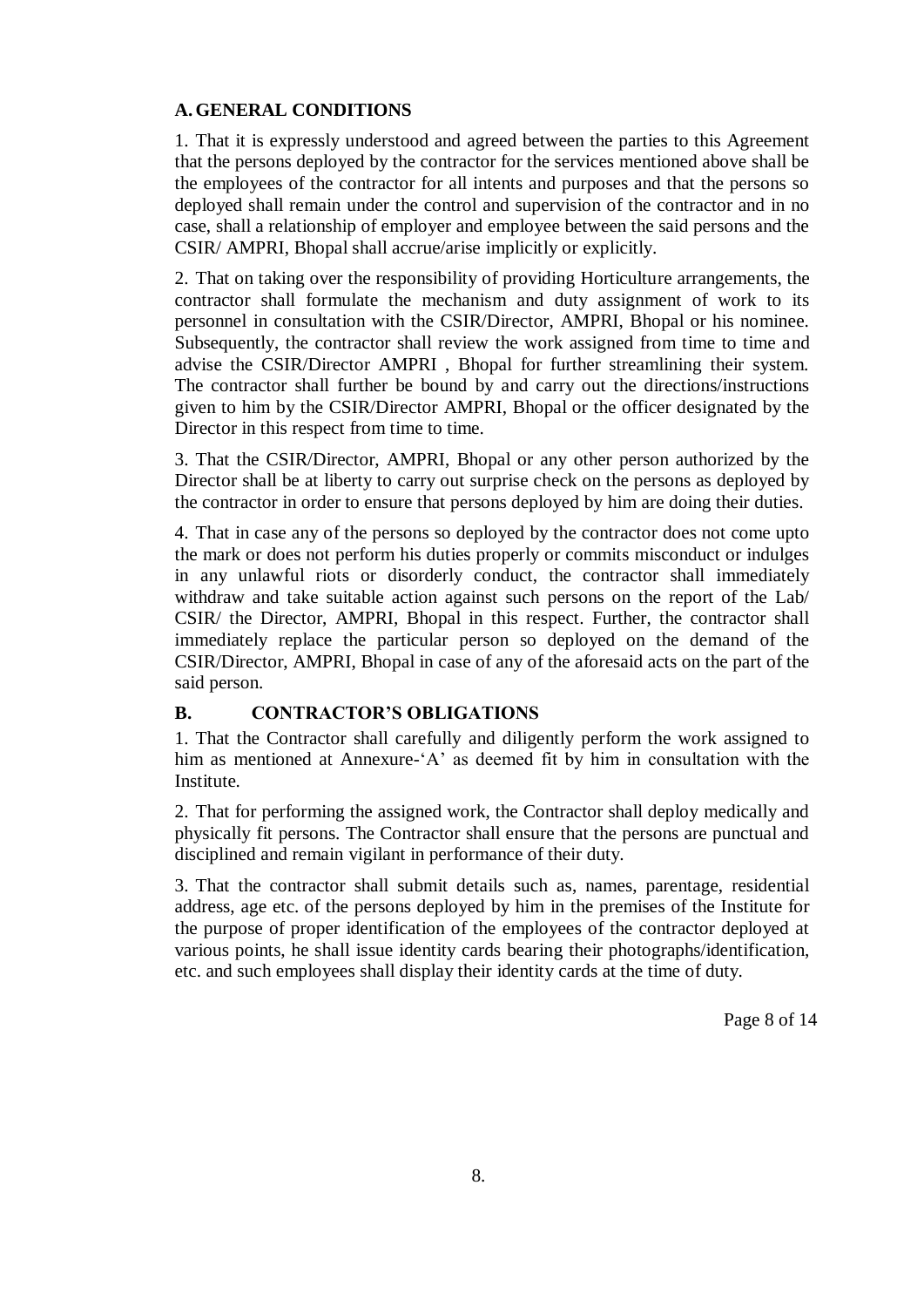## A. GENERAL CONDITIONS

1. That it is expressly understood and agreed between the parties to this Agreement that the persons deployed by the contractor for the services mentioned above shall be the employees of the contractor for all intents and purposes and that the persons so deployed shall remain under the control and supervision of the contractor and in no case, shall a relationship of employer and employee between the said persons and the CSIR/ AMPRI, Bhopal shall accrue/arise implicitly or explicitly.

2. That on taking over the responsibility of providing Horticulture arrangements, the contractor shall formulate the mechanism and duty assignment of work to its personnel in consultation with the CSIR/Director, AMPRI, Bhopal or his nominee. Subsequently, the contractor shall review the work assigned from time to time and advise the CSIR/Director AMPRI , Bhopal for further streamlining their system. The contractor shall further be bound by and carry out the directions/instructions given to him by the CSIR/Director AMPRI, Bhopal or the officer designated by the Director in this respect from time to time.

3. That the CSIR/Director, AMPRI, Bhopal or any other person authorized by the Director shall be at liberty to carry out surprise check on the persons as deployed by the contractor in order to ensure that persons deployed by him are doing their duties.

4. That in case any of the persons so deployed by the contractor does not come upto the mark or does not perform his duties properly or commits misconduct or indulges in any unlawful riots or disorderly conduct, the contractor shall immediately withdraw and take suitable action against such persons on the report of the Lab/ CSIR/ the Director, AMPRI, Bhopal in this respect. Further, the contractor shall immediately replace the particular person so deployed on the demand of the CSIR/Director, AMPRI, Bhopal in case of any of the aforesaid acts on the part of the said person.

## B. CONTRACTOR'S OBLIGATIONS

1. That the Contractor shall carefully and diligently perform the work assigned to him as mentioned at Annexure-'A' as deemed fit by him in consultation with the Institute.

2. That for performing the assigned work, the Contractor shall deploy medically and physically fit persons. The Contractor shall ensure that the persons are punctual and disciplined and remain vigilant in performance of their duty.

3. That the contractor shall submit details such as, names, parentage, residential address, age etc. of the persons deployed by him in the premises of the Institute for the purpose of proper identification of the employees of the contractor deployed at various points, he shall issue identity cards bearing their photographs/identification, etc. and such employees shall display their identity cards at the time of duty.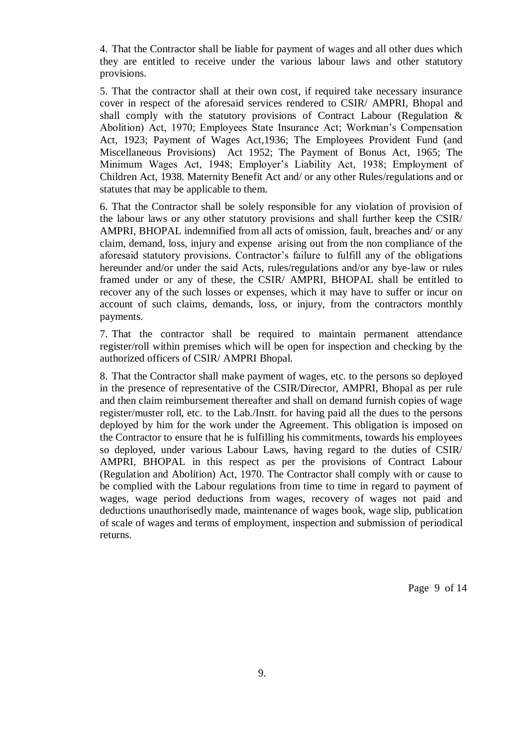4. That the Contractor shall be liable for payment of wages and all other dues which they are entitled to receive under the various labour laws and other statutory provisions.

5. That the contractor shall at their own cost, if required take necessary insurance cover in respect of the aforesaid services rendered to CSIR/ AMPRI, Bhopal and shall comply with the statutory provisions of Contract Labour (Regulation & Abolition) Act, 1970; Employees State Insurance Act; Workman's Compensation Act, 1923; Payment of Wages Act,1936; The Employees Provident Fund (and Miscellaneous Provisions) Act 1952; The Payment of Bonus Act, 1965; The Minimum Wages Act, 1948; Employer's Liability Act, 1938; Employment of Children Act, 1938. Maternity Benefit Act and/ or any other Rules/regulations and or statutes that may be applicable to them.

6. That the Contractor shall be solely responsible for any violation of provision of the labour laws or any other statutory provisions and shall further keep the CSIR/ AMPRI, BHOPAL indemnified from all acts of omission, fault, breaches and/ or any claim, demand, loss, injury and expense arising out from the non compliance of the aforesaid statutory provisions. Contractor's failure to fulfill any of the obligations hereunder and/or under the said Acts, rules/regulations and/or any bye-law or rules framed under or any of these, the CSIR/ AMPRI, BHOPAL shall be entitled to recover any of the such losses or expenses, which it may have to suffer or incur on account of such claims, demands, loss, or injury, from the contractors monthly payments.

7. That the contractor shall be required to maintain permanent attendance register/roll within premises which will be open for inspection and checking by the authorized officers of CSIR/ AMPRI Bhopal.

8. That the Contractor shall make payment of wages, etc. to the persons so deployed in the presence of representative of the CSIR/Director, AMPRI, Bhopal as per rule and then claim reimbursement thereafter and shall on demand furnish copies of wage register/muster roll, etc. to the Lab./Instt. for having paid all the dues to the persons deployed by him for the work under the Agreement. This obligation is imposed on the Contractor to ensure that he is fulfilling his commitments, towards his employees so deployed, under various Labour Laws, having regard to the duties of CSIR/ AMPRI, BHOPAL in this respect as per the provisions of Contract Labour (Regulation and Abolition) Act, 1970. The Contractor shall comply with or cause to be complied with the Labour regulations from time to time in regard to payment of wages, wage period deductions from wages, recovery of wages not paid and deductions unauthorisedly made, maintenance of wages book, wage slip, publication of scale of wages and terms of employment, inspection and submission of periodical returns.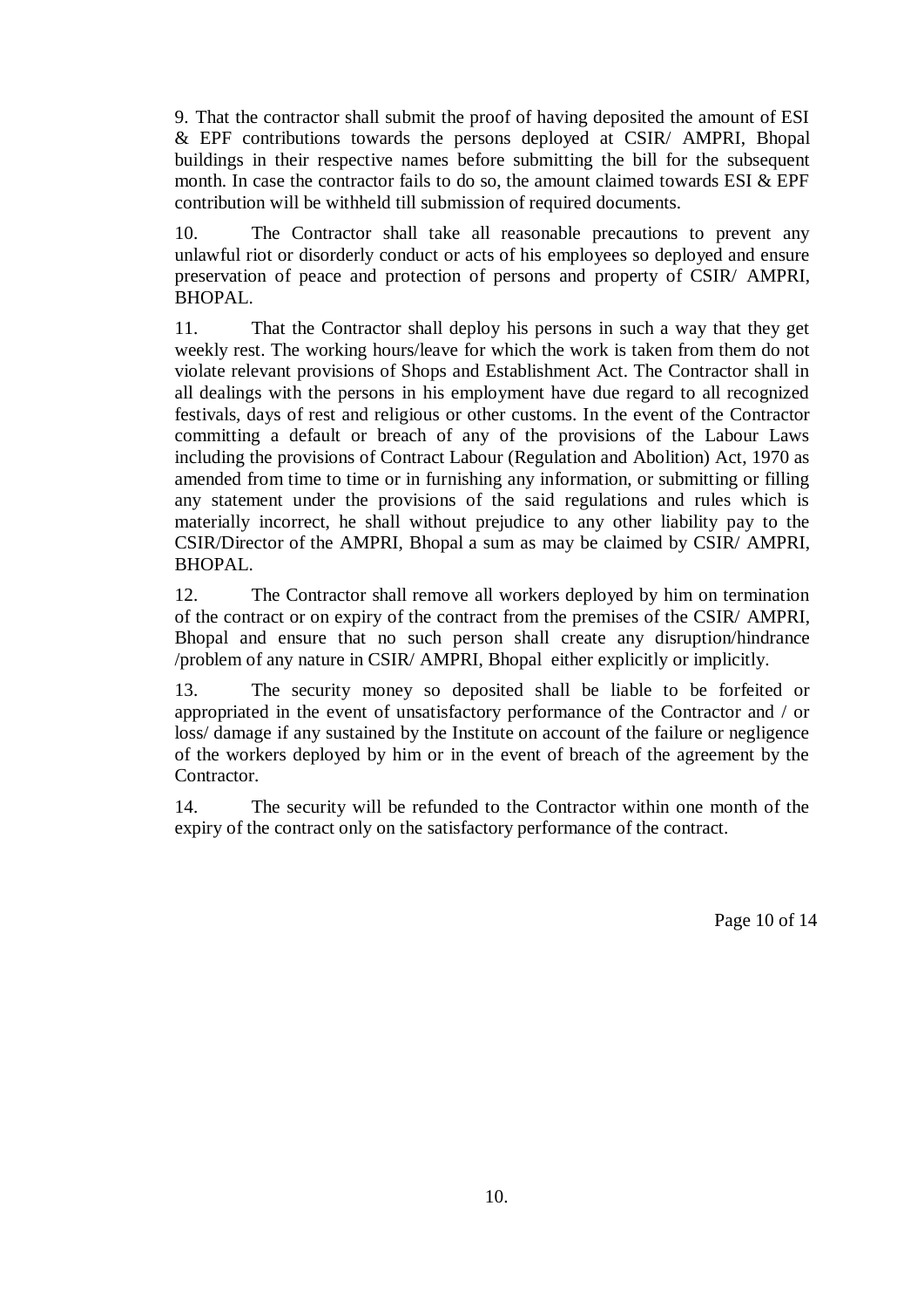9. That the contractor shall submit the proof of having deposited the amount of ESI & EPF contributions towards the persons deployed at CSIR/ AMPRI, Bhopal buildings in their respective names before submitting the bill for the subsequent month. In case the contractor fails to do so, the amount claimed towards ESI & EPF contribution will be withheld till submission of required documents.

10. The Contractor shall take all reasonable precautions to prevent any unlawful riot or disorderly conduct or acts of his employees so deployed and ensure preservation of peace and protection of persons and property of CSIR/ AMPRI, BHOPAL.

11. That the Contractor shall deploy his persons in such a way that they get weekly rest. The working hours/leave for which the work is taken from them do not violate relevant provisions of Shops and Establishment Act. The Contractor shall in all dealings with the persons in his employment have due regard to all recognized festivals, days of rest and religious or other customs. In the event of the Contractor committing a default or breach of any of the provisions of the Labour Laws including the provisions of Contract Labour (Regulation and Abolition) Act, 1970 as amended from time to time or in furnishing any information, or submitting or filling any statement under the provisions of the said regulations and rules which is materially incorrect, he shall without prejudice to any other liability pay to the CSIR/Director of the AMPRI, Bhopal a sum as may be claimed by CSIR/ AMPRI, BHOPAL.

12. The Contractor shall remove all workers deployed by him on termination of the contract or on expiry of the contract from the premises of the CSIR/ AMPRI, Bhopal and ensure that no such person shall create any disruption/hindrance /problem of any nature in CSIR/ AMPRI, Bhopal either explicitly or implicitly.

13. The security money so deposited shall be liable to be forfeited or appropriated in the event of unsatisfactory performance of the Contractor and / or loss/ damage if any sustained by the Institute on account of the failure or negligence of the workers deployed by him or in the event of breach of the agreement by the Contractor.

14. The security will be refunded to the Contractor within one month of the expiry of the contract only on the satisfactory performance of the contract.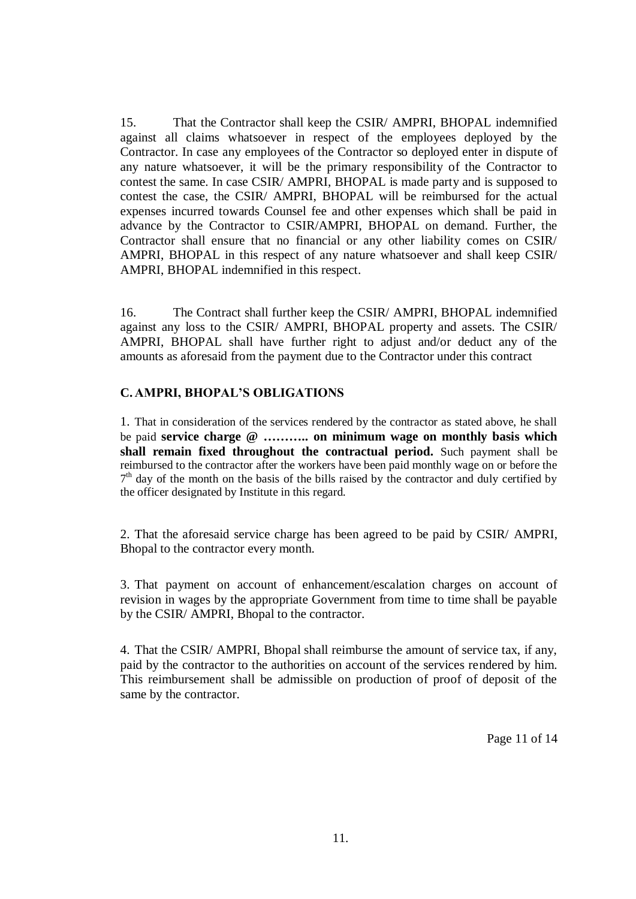15. That the Contractor shall keep the CSIR/ AMPRI, BHOPAL indemnified against all claims whatsoever in respect of the employees deployed by the Contractor. In case any employees of the Contractor so deployed enter in dispute of any nature whatsoever, it will be the primary responsibility of the Contractor to contest the same. In case CSIR/ AMPRI, BHOPAL is made party and is supposed to contest the case, the CSIR/ AMPRI, BHOPAL will be reimbursed for the actual expenses incurred towards Counsel fee and other expenses which shall be paid in advance by the Contractor to CSIR/AMPRI, BHOPAL on demand. Further, the Contractor shall ensure that no financial or any other liability comes on CSIR/ AMPRI, BHOPAL in this respect of any nature whatsoever and shall keep CSIR/ AMPRI, BHOPAL indemnified in this respect.

16. The Contract shall further keep the CSIR/ AMPRI, BHOPAL indemnified against any loss to the CSIR/ AMPRI, BHOPAL property and assets. The CSIR/ AMPRI, BHOPAL shall have further right to adjust and/or deduct any of the amounts as aforesaid from the payment due to the Contractor under this contract

### C. AMPRI, BHOPAL'S OBLIGATIONS

1. That in consideration of the services rendered by the contractor as stated above, he shall be paid **service charge @ ……….. on minimum wage on monthly basis which shall remain fixed throughout the contractual period.** Such payment shall be reimbursed to the contractor after the workers have been paid monthly wage on or before the 7th day of the month on the basis of the bills raised by the contractor and duly certified by the officer designated by Institute in this regard.

2. That the aforesaid service charge has been agreed to be paid by CSIR/ AMPRI, Bhopal to the contractor every month.

3. That payment on account of enhancement/escalation charges on account of revision in wages by the appropriate Government from time to time shall be payable by the CSIR/ AMPRI, Bhopal to the contractor.

4. That the CSIR/ AMPRI, Bhopal shall reimburse the amount of service tax, if any, paid by the contractor to the authorities on account of the services rendered by him. This reimbursement shall be admissible on production of proof of deposit of the same by the contractor.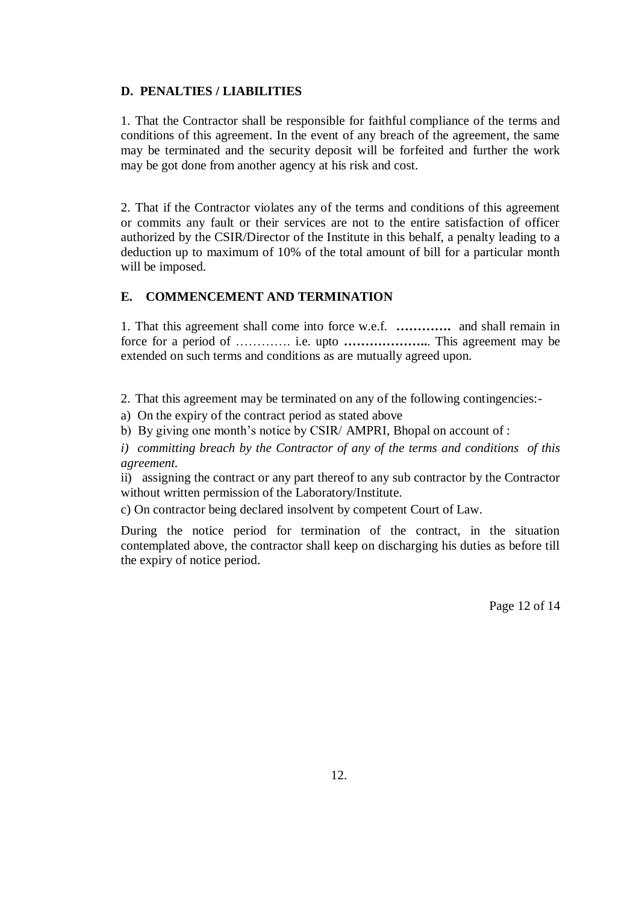## D. PENALTIES / LIABILITIES

1. That the Contractor shall be responsible for faithful compliance of the terms and conditions of this agreement. In the event of any breach of the agreement, the same may be terminated and the security deposit will be forfeited and further the work may be got done from another agency at his risk and cost.

2. That if the Contractor violates any of the terms and conditions of this agreement or commits any fault or their services are not to the entire satisfaction of officer authorized by the CSIR/Director of the Institute in this behalf, a penalty leading to a deduction up to maximum of 10% of the total amount of bill for a particular month will be imposed.

## E. COMMENCEMENT AND TERMINATION

1. That this agreement shall come into force w.e.f. **………….** and shall remain in force for a period of …………. i.e. upto **………………..** This agreement may be extended on such terms and conditions as are mutually agreed upon.

2. That this agreement may be terminated on any of the following contingencies:-

a) On the expiry of the contract period as stated above

b) By giving one month's notice by CSIR/ AMPRI, Bhopal on account of :

*i) committing breach by the Contractor of any of the terms and conditions of this agreement.*

ii) assigning the contract or any part thereof to any sub contractor by the Contractor without written permission of the Laboratory/Institute.

c) On contractor being declared insolvent by competent Court of Law.

During the notice period for termination of the contract, in the situation contemplated above, the contractor shall keep on discharging his duties as before till the expiry of notice period.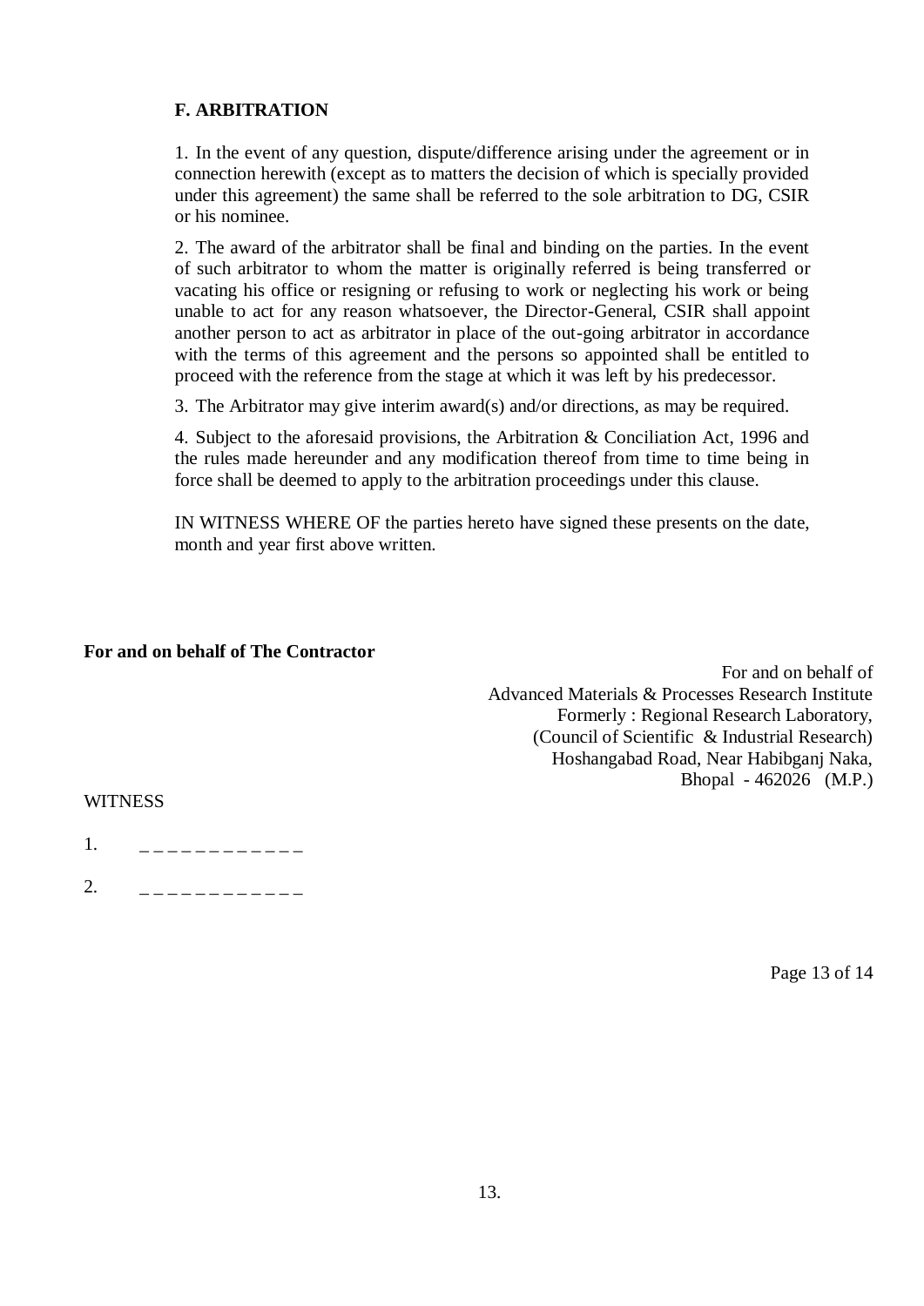## F. ARBITRATION

1. In the event of any question, dispute/difference arising under the agreement or in connection herewith (except as to matters the decision of which is specially provided under this agreement) the same shall be referred to the sole arbitration to DG, CSIR or his nominee.

2. The award of the arbitrator shall be final and binding on the parties. In the event of such arbitrator to whom the matter is originally referred is being transferred or vacating his office or resigning or refusing to work or neglecting his work or being unable to act for any reason whatsoever, the Director-General, CSIR shall appoint another person to act as arbitrator in place of the out-going arbitrator in accordance with the terms of this agreement and the persons so appointed shall be entitled to proceed with the reference from the stage at which it was left by his predecessor.

3. The Arbitrator may give interim award(s) and/or directions, as may be required.

4. Subject to the aforesaid provisions, the Arbitration & Conciliation Act, 1996 and the rules made hereunder and any modification thereof from time to time being in force shall be deemed to apply to the arbitration proceedings under this clause.

IN WITNESS WHERE OF the parties hereto have signed these presents on the date, month and year first above written.

**For and on behalf of The Contractor**

For and on behalf of
Advanced Materials & Processes Research Institute
Formerly : Regional Research Laboratory,
(Council of Scientific & Industrial Research)
Hoshangabad Road, Near Habibganj Naka,
Bhopal - 462026 (M.P.)

WITNESS

1. _ _ _ _ _ _ _ _ _ _ _ _

2. _ _ _ _ _ _ _ _ _ _ _ _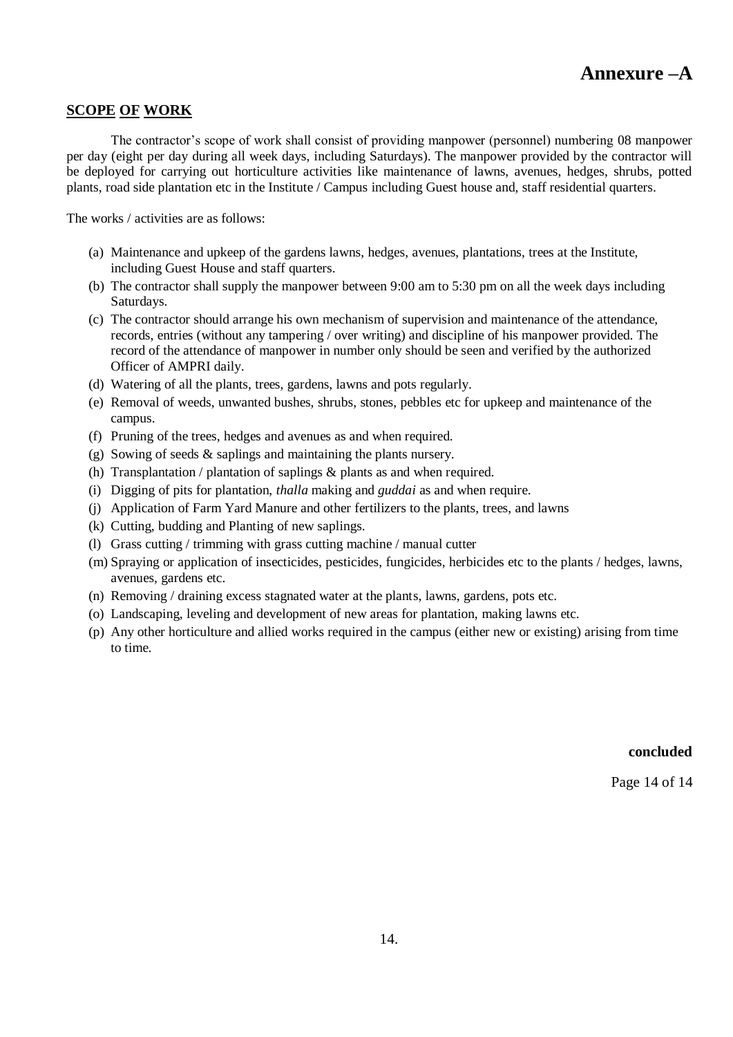# Annexure –A

**SCOPE OF WORK**

The contractor's scope of work shall consist of providing manpower (personnel) numbering 08 manpower per day (eight per day during all week days, including Saturdays). The manpower provided by the contractor will be deployed for carrying out horticulture activities like maintenance of lawns, avenues, hedges, shrubs, potted plants, road side plantation etc in the Institute / Campus including Guest house and, staff residential quarters.

The works / activities are as follows:

- (a) Maintenance and upkeep of the gardens lawns, hedges, avenues, plantations, trees at the Institute, including Guest House and staff quarters.
- (b) The contractor shall supply the manpower between 9:00 am to 5:30 pm on all the week days including Saturdays.
- (c) The contractor should arrange his own mechanism of supervision and maintenance of the attendance, records, entries (without any tampering / over writing) and discipline of his manpower provided. The record of the attendance of manpower in number only should be seen and verified by the authorized Officer of AMPRI daily.
- (d) Watering of all the plants, trees, gardens, lawns and pots regularly.
- (e) Removal of weeds, unwanted bushes, shrubs, stones, pebbles etc for upkeep and maintenance of the campus.
- (f) Pruning of the trees, hedges and avenues as and when required.
- (g) Sowing of seeds & saplings and maintaining the plants nursery.
- (h) Transplantation / plantation of saplings & plants as and when required.
- (i) Digging of pits for plantation, *thalla* making and *guddai* as and when require.
- (j) Application of Farm Yard Manure and other fertilizers to the plants, trees, and lawns
- (k) Cutting, budding and Planting of new saplings.
- (l) Grass cutting / trimming with grass cutting machine / manual cutter
- (m) Spraying or application of insecticides, pesticides, fungicides, herbicides etc to the plants / hedges, lawns, avenues, gardens etc.
- (n) Removing / draining excess stagnated water at the plants, lawns, gardens, pots etc.
- (o) Landscaping, leveling and development of new areas for plantation, making lawns etc.
- (p) Any other horticulture and allied works required in the campus (either new or existing) arising from time to time.

**concluded**